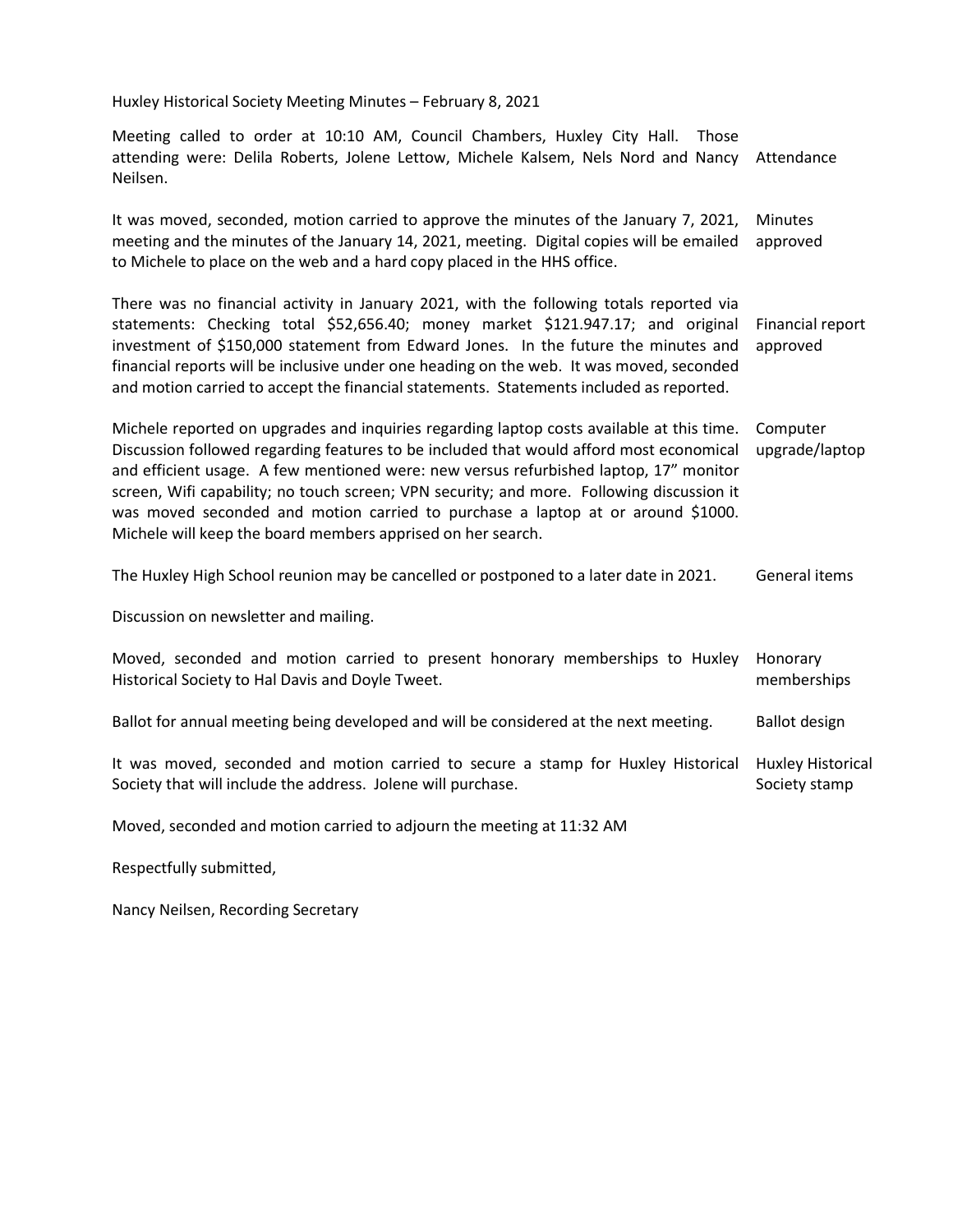Huxley Historical Society Meeting Minutes – February 8, 2021

| | |
|---|---|
| Meeting called to order at 10:10 AM, Council Chambers, Huxley City Hall. Those attending were: Delila Roberts, Jolene Lettow, Michele Kalsem, Nels Nord and Nancy Neilsen. | Attendance |
| It was moved, seconded, motion carried to approve the minutes of the January 7, 2021, meeting and the minutes of the January 14, 2021, meeting. Digital copies will be emailed to Michele to place on the web and a hard copy placed in the HHS office. | Minutes approved |
| There was no financial activity in January 2021, with the following totals reported via statements: Checking total $52,656.40; money market $121.947.17; and original investment of $150,000 statement from Edward Jones. In the future the minutes and financial reports will be inclusive under one heading on the web. It was moved, seconded and motion carried to accept the financial statements. Statements included as reported. | Financial report approved |
| Michele reported on upgrades and inquiries regarding laptop costs available at this time. Discussion followed regarding features to be included that would afford most economical and efficient usage. A few mentioned were: new versus refurbished laptop, 17" monitor screen, Wifi capability; no touch screen; VPN security; and more. Following discussion it was moved seconded and motion carried to purchase a laptop at or around $1000. Michele will keep the board members apprised on her search. | Computer upgrade/laptop |
| The Huxley High School reunion may be cancelled or postponed to a later date in 2021. | General items |
| Discussion on newsletter and mailing. | |
| Moved, seconded and motion carried to present honorary memberships to Huxley Historical Society to Hal Davis and Doyle Tweet. | Honorary memberships |
| Ballot for annual meeting being developed and will be considered at the next meeting. | Ballot design |
| It was moved, seconded and motion carried to secure a stamp for Huxley Historical Society that will include the address. Jolene will purchase. | Huxley Historical Society stamp |

Moved, seconded and motion carried to adjourn the meeting at 11:32 AM

Respectfully submitted,

Nancy Neilsen, Recording Secretary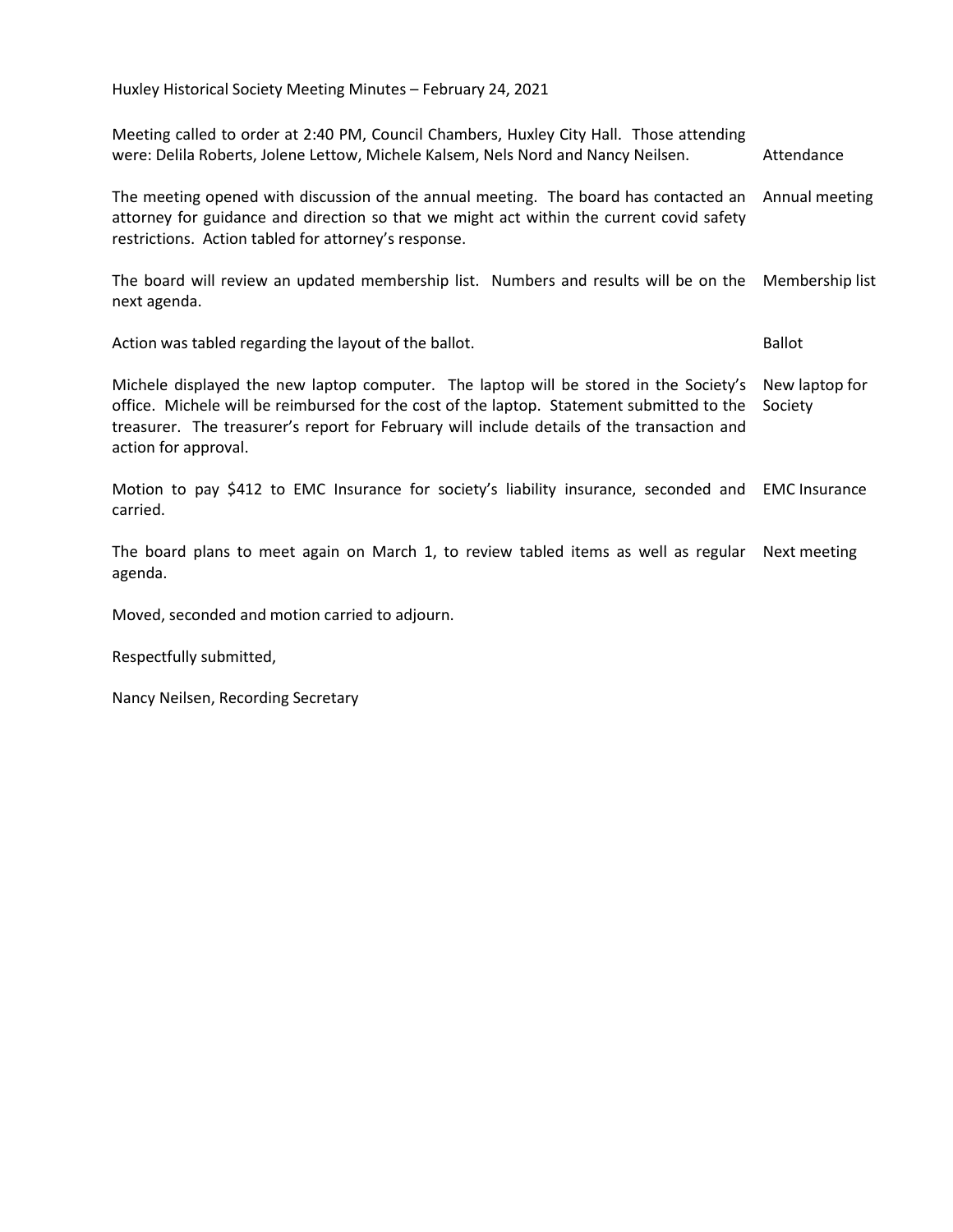Huxley Historical Society Meeting Minutes – February 24, 2021

| | |
|---|---|
| Meeting called to order at 2:40 PM, Council Chambers, Huxley City Hall. Those attending were: Delila Roberts, Jolene Lettow, Michele Kalsem, Nels Nord and Nancy Neilsen. | Attendance |
| The meeting opened with discussion of the annual meeting. The board has contacted an attorney for guidance and direction so that we might act within the current covid safety restrictions. Action tabled for attorney's response. | Annual meeting |
| The board will review an updated membership list. Numbers and results will be on the next agenda. | Membership list |
| Action was tabled regarding the layout of the ballot. | Ballot |
| Michele displayed the new laptop computer. The laptop will be stored in the Society's office. Michele will be reimbursed for the cost of the laptop. Statement submitted to the treasurer. The treasurer's report for February will include details of the transaction and action for approval. | New laptop for Society |
| Motion to pay $412 to EMC Insurance for society's liability insurance, seconded and carried. | EMC Insurance |
| The board plans to meet again on March 1, to review tabled items as well as regular agenda. | Next meeting |

Moved, seconded and motion carried to adjourn.

Respectfully submitted,

Nancy Neilsen, Recording Secretary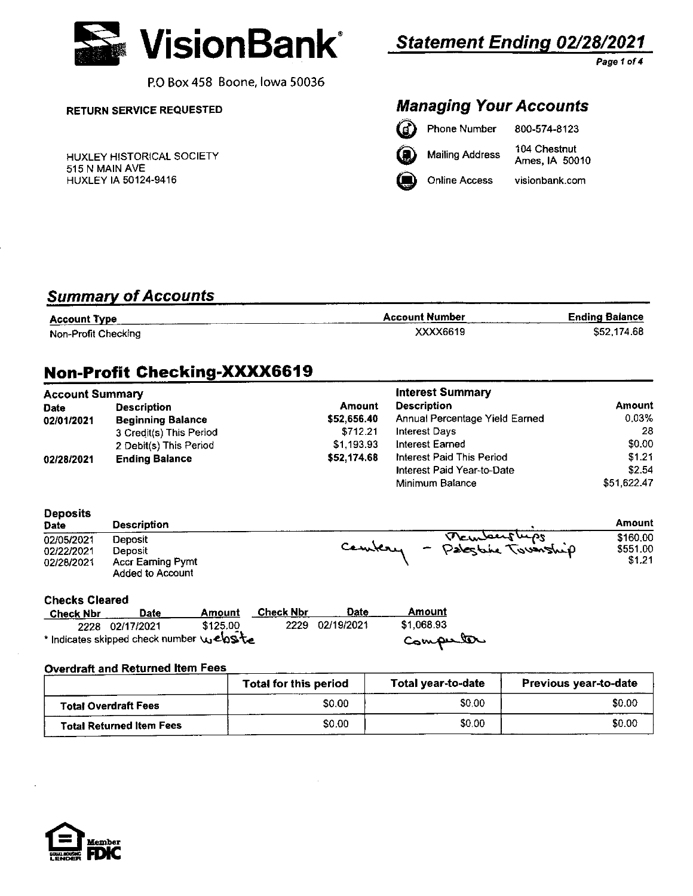# VisionBank®

P.O Box 458 Boone, Iowa 50036

## *Statement Ending 02/28/2021*

RETURN SERVICE REQUESTED

HUXLEY HISTORICAL SOCIETY
515 N MAIN AVE
HUXLEY IA 50124-9416

## *Managing Your Accounts*

| | |
|---|---|
| Phone Number | 800-574-8123 |
| Mailing Address | 104 Chestnut Ames, IA 50010 |
| Online Access | visionbank.com |

## *Summary of Accounts*

| Account Type | Account Number | Ending Balance |
|---|---|---|
| Non-Profit Checking | XXXX6619 | $52,174.68 |

## Non-Profit Checking-XXXX6619

### Account Summary

| Date | Description | Amount |
|---|---|---|
| 02/01/2021 | Beginning Balance | $52,656.40 |
| | 3 Credit(s) This Period | $712.21 |
| | 2 Debit(s) This Period | $1,193.93 |
| 02/28/2021 | Ending Balance | $52,174.68 |

### Interest Summary

| Description | Amount |
|---|---|
| Annual Percentage Yield Earned | 0.03% |
| Interest Days | 28 |
| Interest Earned | $0.00 |
| Interest Paid This Period | $1.21 |
| Interest Paid Year-to-Date | $2.54 |
| Minimum Balance | $51,622.47 |

### Deposits

| Date | Description | | Amount |
|---|---|---|---|
| 02/05/2021 | Deposit | Memberships | $160.00 |
| 02/22/2021 | Deposit | Cemetery - Palestine Township | $551.00 |
| 02/28/2021 | Accr Earning Pymt Added to Account | | $1.21 |

### Checks Cleared

| Check Nbr | Date | Amount | Check Nbr | Date | Amount |
|---|---|---|---|---|---|
| 2228 | 02/17/2021 | $125.00 | 2229 | 02/19/2021 | $1,068.93 |
| | | website | | | computer |

\* Indicates skipped check number

### Overdraft and Returned Item Fees

| | Total for this period | Total year-to-date | Previous year-to-date |
|---|---|---|---|
| Total Overdraft Fees | $0.00 | $0.00 | $0.00 |
| Total Returned Item Fees | $0.00 | $0.00 | $0.00 |

Member FDIC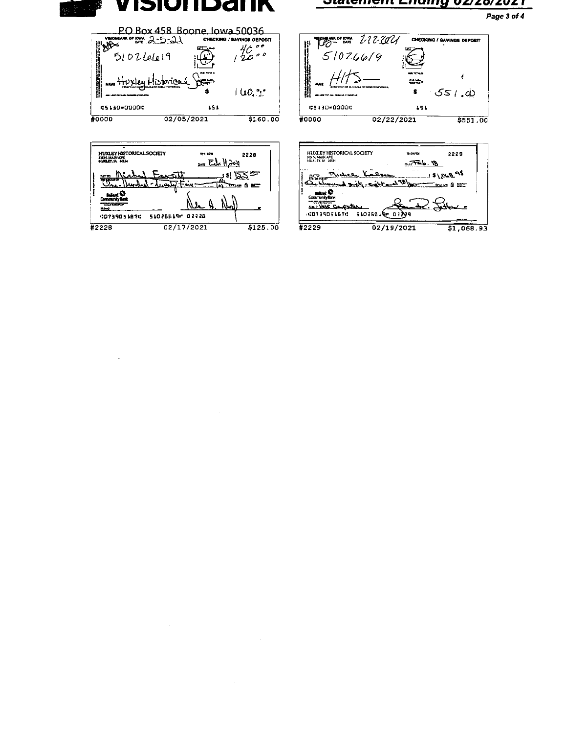P.O Box 458 Boone, Iowa 50036

VISIONBANK OF IOWA DATE 2-5-21 CHECKING / SAVINGS DEPOSIT

5102669

40.00
120.00

NAME Huxley Historical Society

$ 160.00

#0000 02/05/2021 $160.00

VISIONBANK OF IOWA DATE 2-22-2021 CHECKING / SAVINGS DEPOSIT

5102669

NAME HHS

$ 551.00

#0000 02/22/2021 $551.00

HUXLEY HISTORICAL SOCIETY 2228

DATE Feb 11, 2021

PAY TO THE ORDER OF Michael Fawcett $ 125.00

One Hundred Twenty Five DOLLARS

Ballard Community Bank

#2228 02/17/2021 $125.00

HUXLEY HISTORICAL SOCIETY 2229

515 N. MAIN AVE HUXLEY, IA

DATE Feb. 18

PAY TO THE ORDER OF Michael Karlsson $ 1,068.93

One thousand sixty-eight and 93/100 DOLLARS

Ballard Community Bank

MEMO New Computer

#2229 02/19/2021 $1,068.93